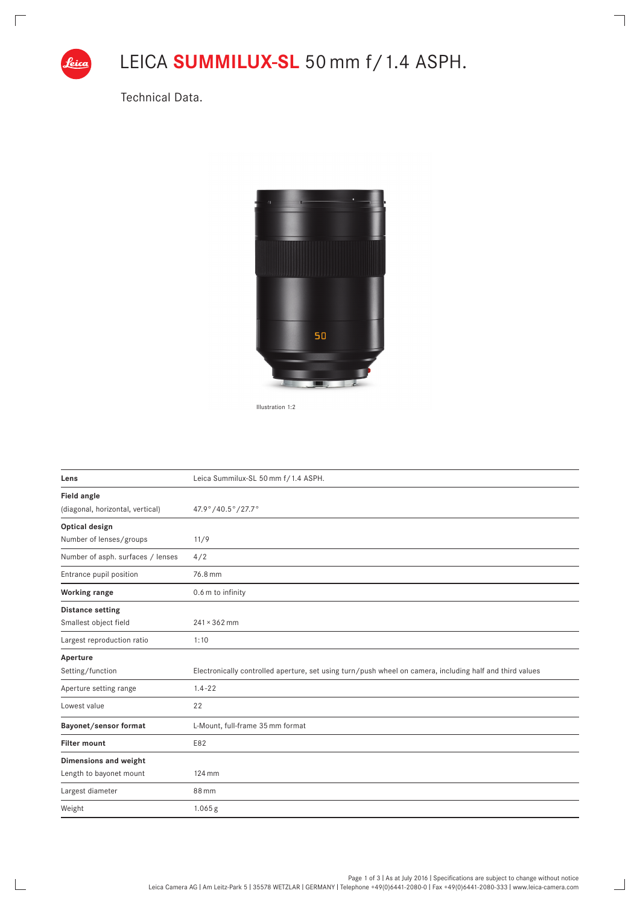# LEICA **SUMMILUX-SL** 50 mm f/1.4 ASPH.

Technical Data.

Illustration 1:2

| **Lens** | Leica Summilux-SL 50 mm f/1.4 ASPH. |
|---|---|
| **Field angle** | |
| (diagonal, horizontal, vertical) | 47.9°/40.5°/27.7° |
| **Optical design** | |
| Number of lenses/groups | 11/9 |
| Number of asph. surfaces / lenses | 4/2 |
| Entrance pupil position | 76.8 mm |
| **Working range** | 0.6 m to infinity |
| **Distance setting** | |
| Smallest object field | 241 × 362 mm |
| Largest reproduction ratio | 1:10 |
| **Aperture** | |
| Setting/function | Electronically controlled aperture, set using turn/push wheel on camera, including half and third values |
| Aperture setting range | 1.4–22 |
| Lowest value | 22 |
| **Bayonet/sensor format** | L-Mount, full-frame 35 mm format |
| **Filter mount** | E82 |
| **Dimensions and weight** | |
| Length to bayonet mount | 124 mm |
| Largest diameter | 88 mm |
| Weight | 1.065 g |

As at July 2016 | Specifications are subject to change without notice

Leica Camera AG | Am Leitz-Park 5 | 35578 WETZLAR | GERMANY | Telephone +49(0)6441-2080-0 | Fax +49(0)6441-2080-333 | www.leica-camera.com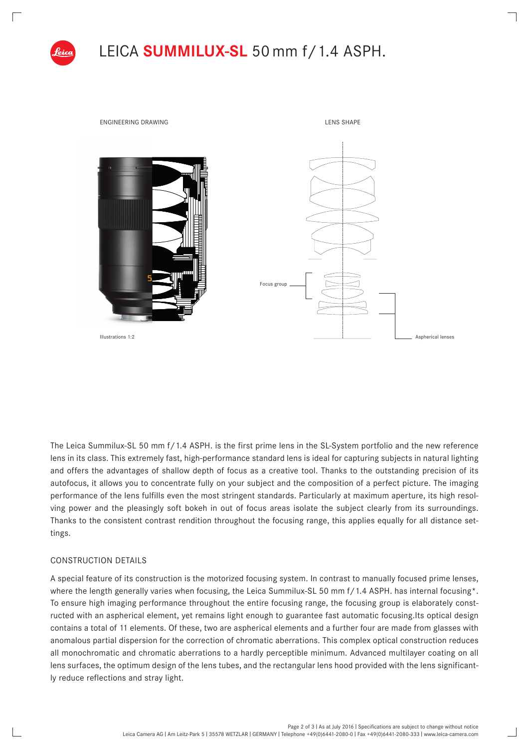# LEICA **SUMMILUX-SL** 50 mm f/1.4 ASPH.

ENGINEERING DRAWING

LENS SHAPE

Focus group

Illustrations 1:2

Aspherical lenses

The Leica Summilux-SL 50 mm f/1.4 ASPH. is the first prime lens in the SL-System portfolio and the new reference lens in its class. This extremely fast, high-performance standard lens is ideal for capturing subjects in natural lighting and offers the advantages of shallow depth of focus as a creative tool. Thanks to the outstanding precision of its autofocus, it allows you to concentrate fully on your subject and the composition of a perfect picture. The imaging performance of the lens fulfills even the most stringent standards. Particularly at maximum aperture, its high resolving power and the pleasingly soft bokeh in out of focus areas isolate the subject clearly from its surroundings. Thanks to the consistent contrast rendition throughout the focusing range, this applies equally for all distance settings.

## CONSTRUCTION DETAILS

A special feature of its construction is the motorized focusing system. In contrast to manually focused prime lenses, where the length generally varies when focusing, the Leica Summilux-SL 50 mm f/1.4 ASPH. has internal focusing*. To ensure high imaging performance throughout the entire focusing range, the focusing group is elaborately constructed with an aspherical element, yet remains light enough to guarantee fast automatic focusing.Its optical design contains a total of 11 elements. Of these, two are aspherical elements and a further four are made from glasses with anomalous partial dispersion for the correction of chromatic aberrations. This complex optical construction reduces all monochromatic and chromatic aberrations to a hardly perceptible minimum. Advanced multilayer coating on all lens surfaces, the optimum design of the lens tubes, and the rectangular lens hood provided with the lens significantly reduce reflections and stray light.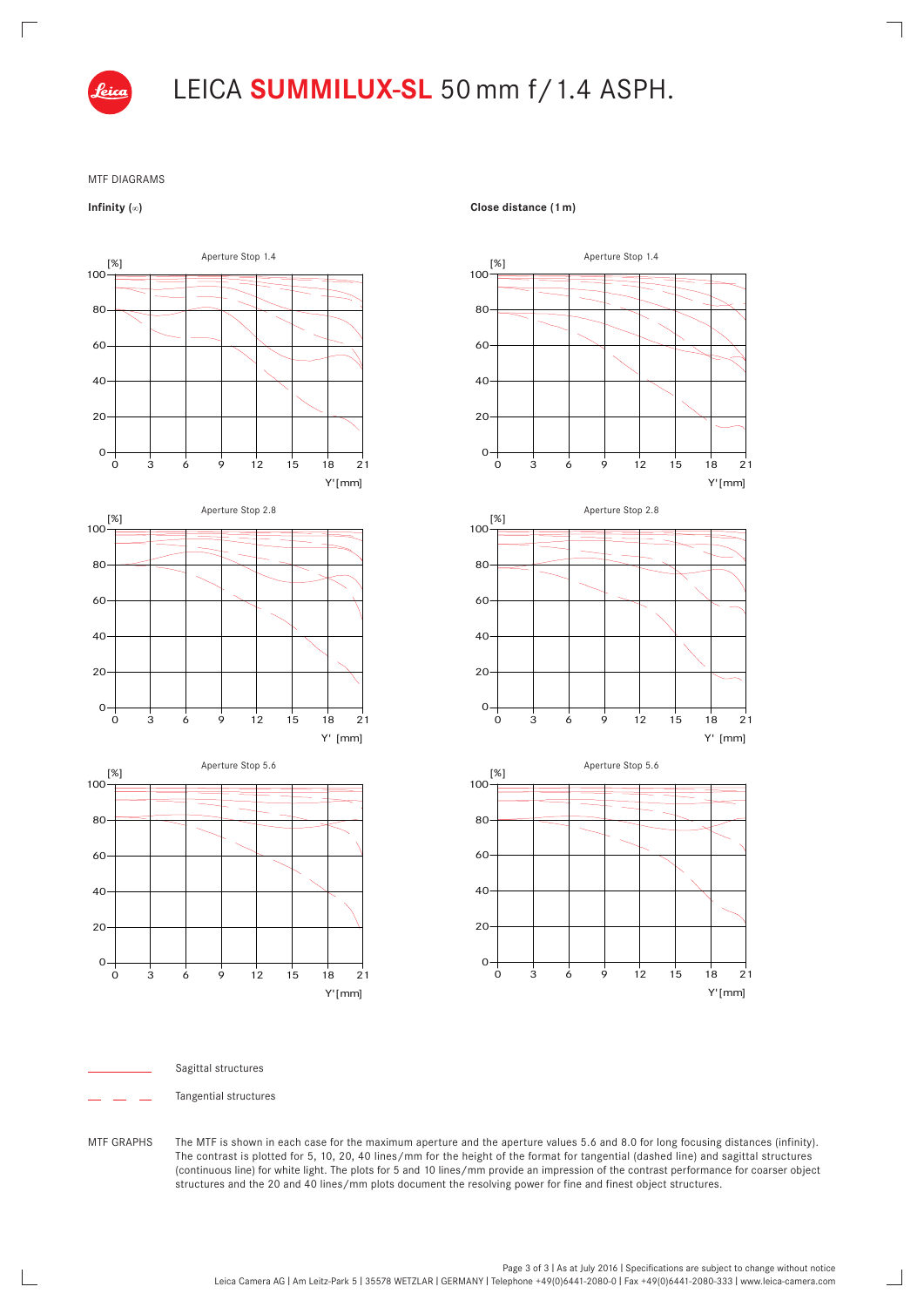# LEICA **SUMMILUX-SL** 50 mm f / 1.4 ASPH.

MTF DIAGRAMS

**Infinity (∞)**

Aperture Stop 1.4

[%]
100
80
60
40
20
0
0 3 6 9 12 15 18 21
Y' [mm]

Aperture Stop 2.8

[%]
100
80
60
40
20
0
0 3 6 9 12 15 18 21
Y' [mm]

Aperture Stop 5.6

[%]
100
80
60
40
20
0
0 3 6 9 12 15 18 21
Y' [mm]

**Close distance (1 m)**

Aperture Stop 1.4

[%]
100
80
60
40
20
0
0 3 6 9 12 15 18 21
Y' [mm]

Aperture Stop 2.8

[%]
100
80
60
40
20
0
0 3 6 9 12 15 18 21
Y' [mm]

Aperture Stop 5.6

[%]
100
80
60
40
20
0
0 3 6 9 12 15 18 21
Y' [mm]

Sagittal structures

Tangential structures

MTF GRAPHS

The MTF is shown in each case for the maximum aperture and the aperture values 5.6 and 8.0 for long focusing distances (infinity). The contrast is plotted for 5, 10, 20, 40 lines/mm for the height of the format for tangential (dashed line) and sagittal structures (continuous line) for white light. The plots for 5 and 10 lines/mm provide an impression of the contrast performance for coarser object structures and the 20 and 40 lines/mm plots document the resolving power for fine and finest object structures.

Leica Camera AG | Am Leitz-Park 5 | 35578 WETZLAR | GERMANY | Telephone +49(0)6441-2080-0 | Fax +49(0)6441-2080-333 | www.leica-camera.com